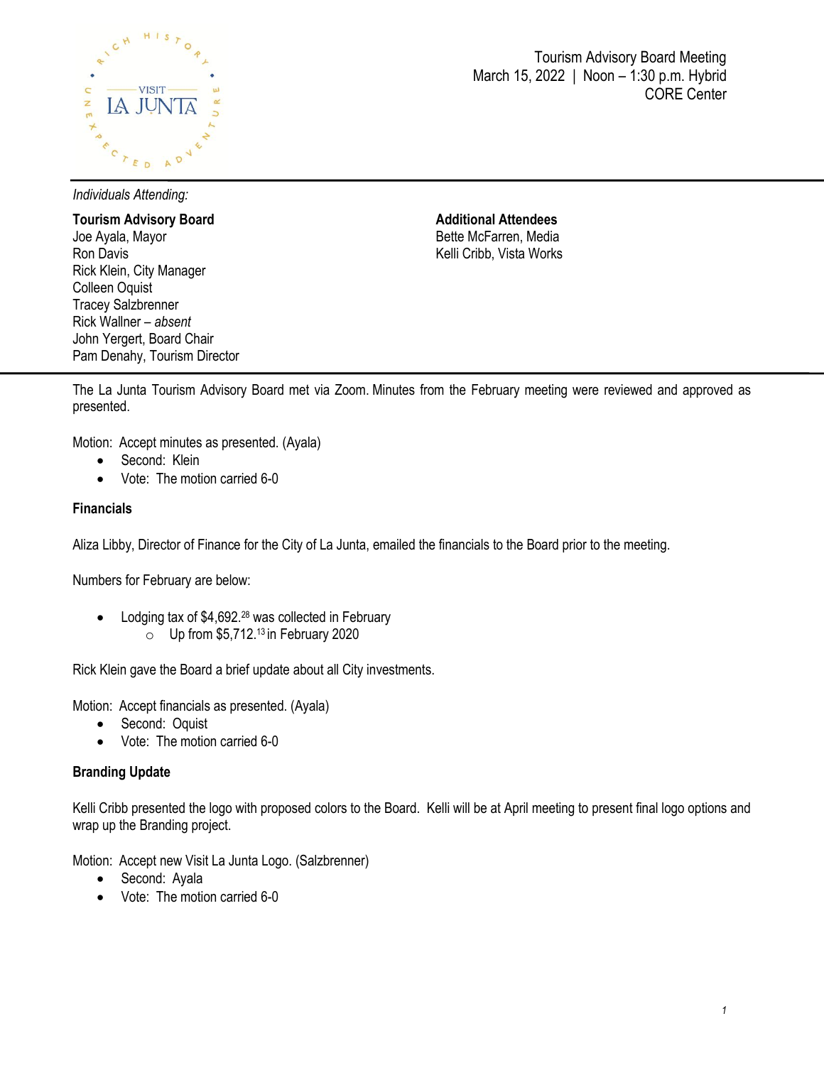Tourism Advisory Board Meeting
March 15, 2022 | Noon – 1:30 p.m. Hybrid
CORE Center

*Individuals Attending:*

**Tourism Advisory Board**
Joe Ayala, Mayor
Ron Davis
Rick Klein, City Manager
Colleen Oquist
Tracey Salzbrenner
Rick Wallner – *absent*
John Yergert, Board Chair
Pam Denahy, Tourism Director

**Additional Attendees**
Bette McFarren, Media
Kelli Cribb, Vista Works

The La Junta Tourism Advisory Board met via Zoom. Minutes from the February meeting were reviewed and approved as presented.

Motion: Accept minutes as presented. (Ayala)

- Second: Klein
- Vote: The motion carried 6-0

**Financials**

Aliza Libby, Director of Finance for the City of La Junta, emailed the financials to the Board prior to the meeting.

Numbers for February are below:

- Lodging tax of $4,692.[28] was collected in February
    - Up from $5,712.[13] in February 2020

Rick Klein gave the Board a brief update about all City investments.

Motion: Accept financials as presented. (Ayala)

- Second: Oquist
- Vote: The motion carried 6-0

**Branding Update**

Kelli Cribb presented the logo with proposed colors to the Board. Kelli will be at April meeting to present final logo options and wrap up the Branding project.

Motion: Accept new Visit La Junta Logo. (Salzbrenner)

- Second: Ayala
- Vote: The motion carried 6-0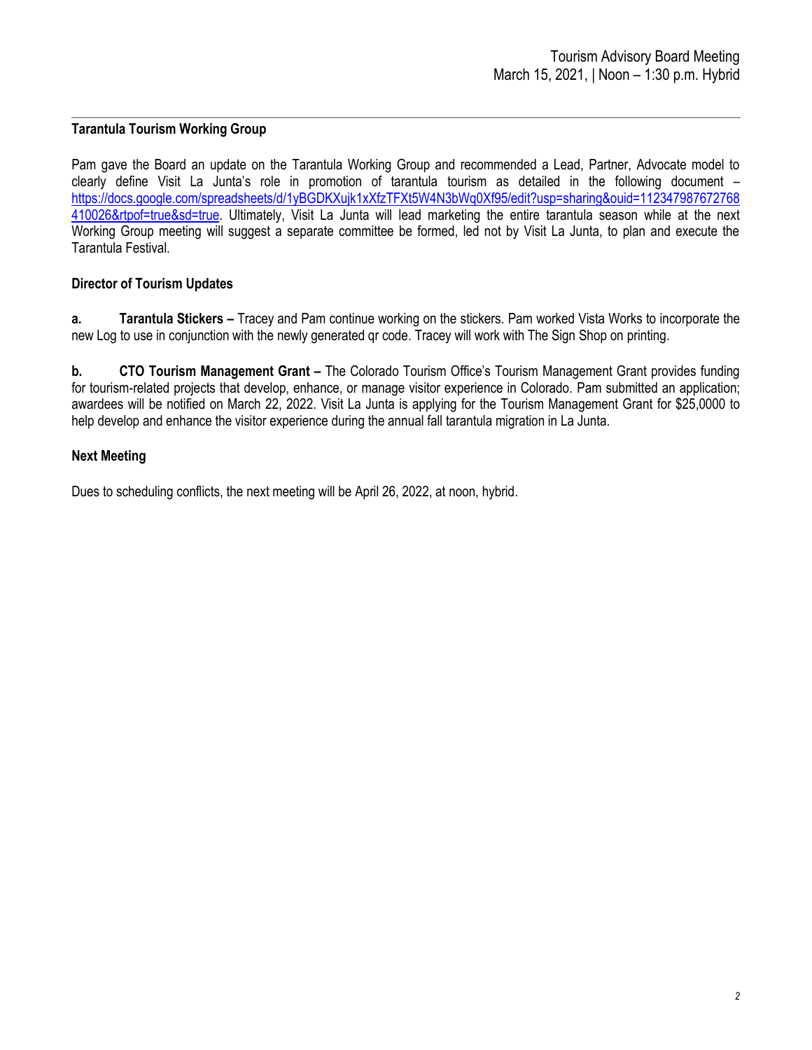### Tarantula Tourism Working Group

Pam gave the Board an update on the Tarantula Working Group and recommended a Lead, Partner, Advocate model to clearly define Visit La Junta's role in promotion of tarantula tourism as detailed in the following document – https://docs.google.com/spreadsheets/d/1yBGDKXujk1xXfzTFXt5W4N3bWq0Xf95/edit?usp=sharing&ouid=112347987672768410026&rtpof=true&sd=true. Ultimately, Visit La Junta will lead marketing the entire tarantula season while at the next Working Group meeting will suggest a separate committee be formed, led not by Visit La Junta, to plan and execute the Tarantula Festival.

### Director of Tourism Updates

**a. Tarantula Stickers –** Tracey and Pam continue working on the stickers. Pam worked Vista Works to incorporate the new Log to use in conjunction with the newly generated qr code. Tracey will work with The Sign Shop on printing.

**b. CTO Tourism Management Grant –** The Colorado Tourism Office's Tourism Management Grant provides funding for tourism-related projects that develop, enhance, or manage visitor experience in Colorado. Pam submitted an application; awardees will be notified on March 22, 2022. Visit La Junta is applying for the Tourism Management Grant for $25,0000 to help develop and enhance the visitor experience during the annual fall tarantula migration in La Junta.

### Next Meeting

Dues to scheduling conflicts, the next meeting will be April 26, 2022, at noon, hybrid.